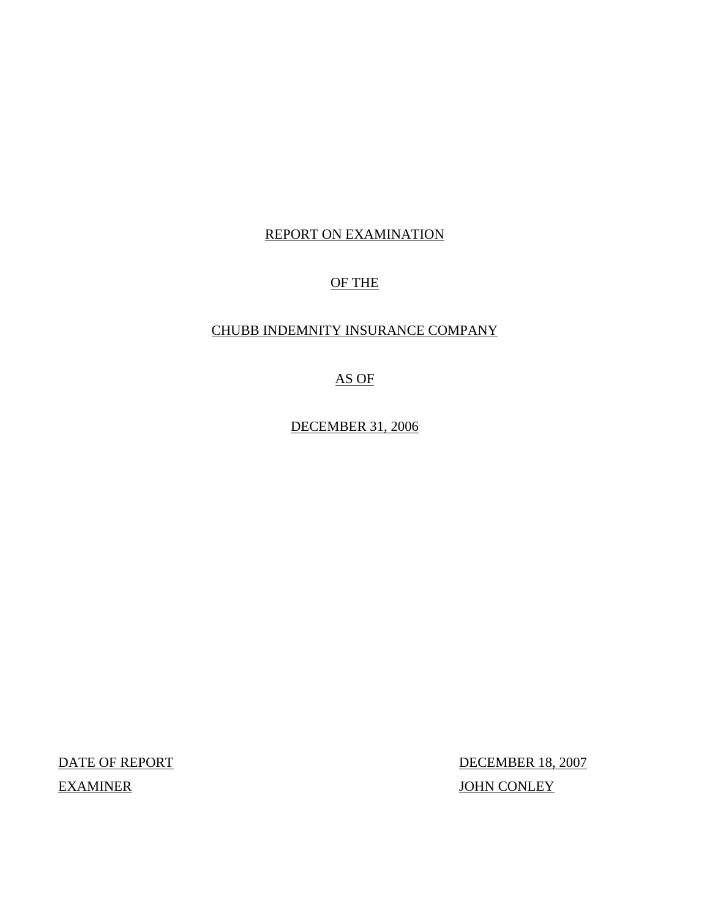# REPORT ON EXAMINATION

# OF THE

# CHUBB INDEMNITY INSURANCE COMPANY

# AS OF

# DECEMBER 31, 2006

| | |
|---|---|
| DATE OF REPORT | DECEMBER 18, 2007 |
| EXAMINER | JOHN CONLEY |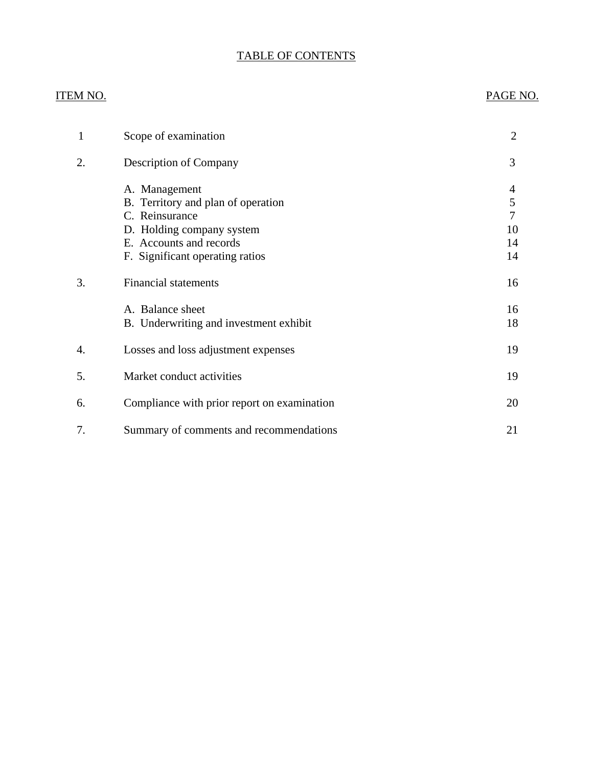# TABLE OF CONTENTS

| ITEM NO. | | PAGE NO. |
|---|---|---|
| 1 | Scope of examination | 2 |
| 2. | Description of Company | 3 |
| | A. Management | 4 |
| | B. Territory and plan of operation | 5 |
| | C. Reinsurance | 7 |
| | D. Holding company system | 10 |
| | E. Accounts and records | 14 |
| | F. Significant operating ratios | 14 |
| 3. | Financial statements | 16 |
| | A. Balance sheet | 16 |
| | B. Underwriting and investment exhibit | 18 |
| 4. | Losses and loss adjustment expenses | 19 |
| 5. | Market conduct activities | 19 |
| 6. | Compliance with prior report on examination | 20 |
| 7. | Summary of comments and recommendations | 21 |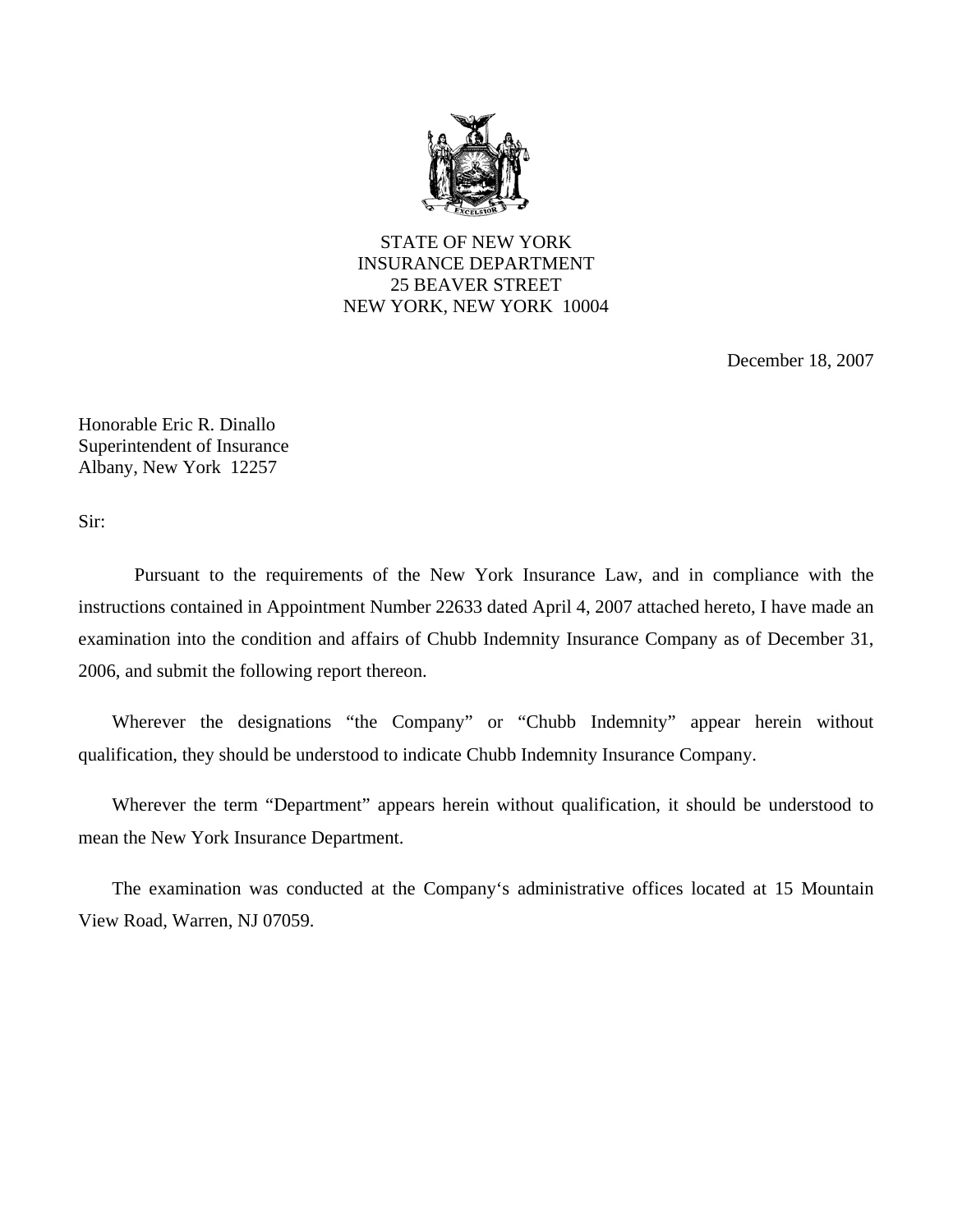STATE OF NEW YORK
INSURANCE DEPARTMENT
25 BEAVER STREET
NEW YORK, NEW YORK 10004

December 18, 2007

Honorable Eric R. Dinallo
Superintendent of Insurance
Albany, New York 12257

Sir:

Pursuant to the requirements of the New York Insurance Law, and in compliance with the instructions contained in Appointment Number 22633 dated April 4, 2007 attached hereto, I have made an examination into the condition and affairs of Chubb Indemnity Insurance Company as of December 31, 2006, and submit the following report thereon.

Wherever the designations "the Company" or "Chubb Indemnity" appear herein without qualification, they should be understood to indicate Chubb Indemnity Insurance Company.

Wherever the term "Department" appears herein without qualification, it should be understood to mean the New York Insurance Department.

The examination was conducted at the Company's administrative offices located at 15 Mountain View Road, Warren, NJ 07059.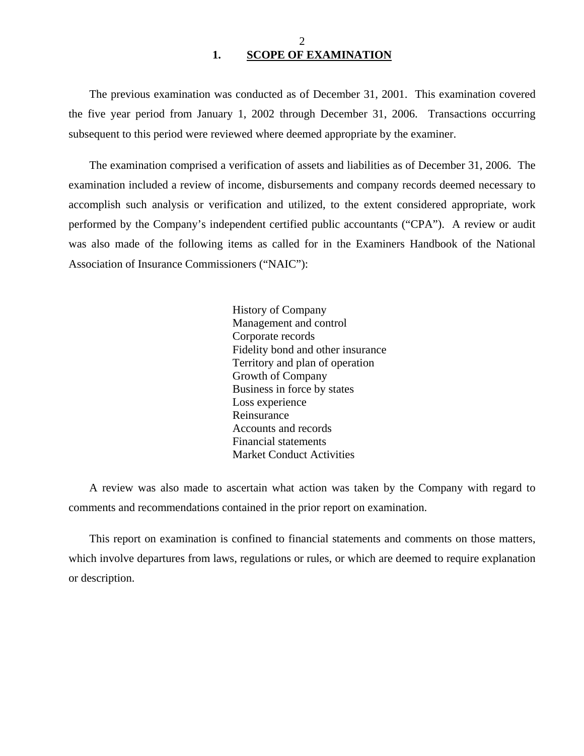## 1. SCOPE OF EXAMINATION

The previous examination was conducted as of December 31, 2001. This examination covered the five year period from January 1, 2002 through December 31, 2006. Transactions occurring subsequent to this period were reviewed where deemed appropriate by the examiner.

The examination comprised a verification of assets and liabilities as of December 31, 2006. The examination included a review of income, disbursements and company records deemed necessary to accomplish such analysis or verification and utilized, to the extent considered appropriate, work performed by the Company's independent certified public accountants ("CPA"). A review or audit was also made of the following items as called for in the Examiners Handbook of the National Association of Insurance Commissioners ("NAIC"):

- History of Company
- Management and control
- Corporate records
- Fidelity bond and other insurance
- Territory and plan of operation
- Growth of Company
- Business in force by states
- Loss experience
- Reinsurance
- Accounts and records
- Financial statements
- Market Conduct Activities

A review was also made to ascertain what action was taken by the Company with regard to comments and recommendations contained in the prior report on examination.

This report on examination is confined to financial statements and comments on those matters, which involve departures from laws, regulations or rules, or which are deemed to require explanation or description.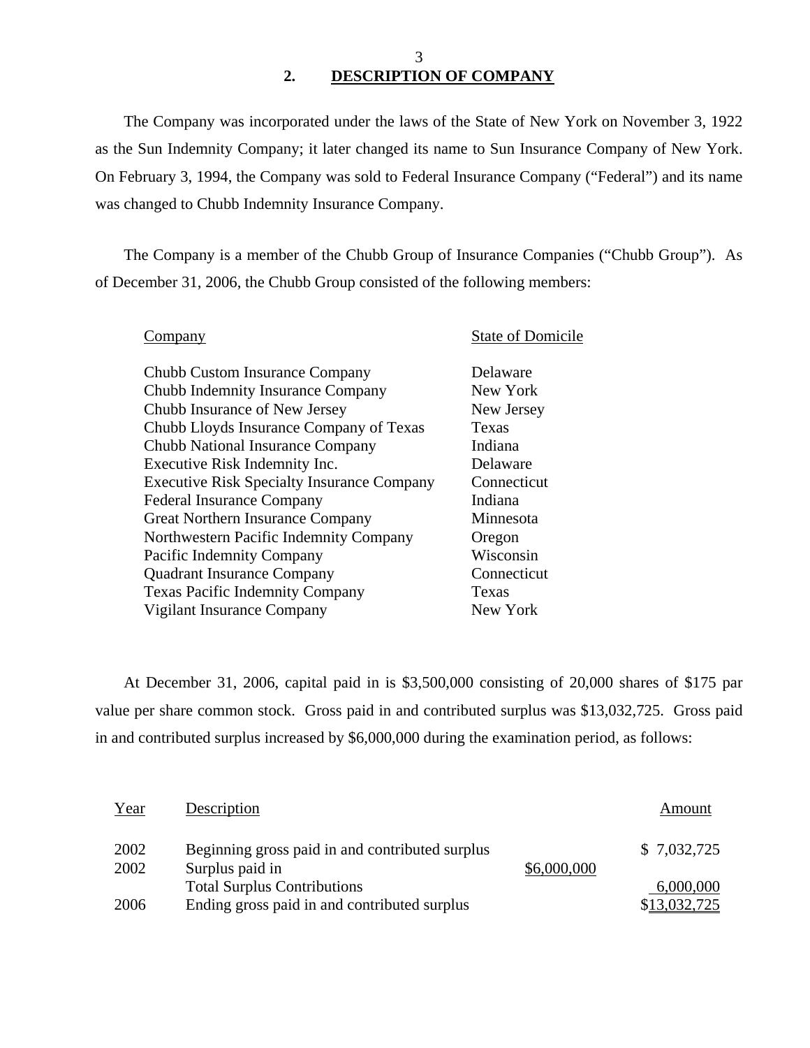## 2. DESCRIPTION OF COMPANY

The Company was incorporated under the laws of the State of New York on November 3, 1922 as the Sun Indemnity Company; it later changed its name to Sun Insurance Company of New York. On February 3, 1994, the Company was sold to Federal Insurance Company ("Federal") and its name was changed to Chubb Indemnity Insurance Company.

The Company is a member of the Chubb Group of Insurance Companies ("Chubb Group"). As of December 31, 2006, the Chubb Group consisted of the following members:

| Company | State of Domicile |
|---|---|
| Chubb Custom Insurance Company | Delaware |
| Chubb Indemnity Insurance Company | New York |
| Chubb Insurance of New Jersey | New Jersey |
| Chubb Lloyds Insurance Company of Texas | Texas |
| Chubb National Insurance Company | Indiana |
| Executive Risk Indemnity Inc. | Delaware |
| Executive Risk Specialty Insurance Company | Connecticut |
| Federal Insurance Company | Indiana |
| Great Northern Insurance Company | Minnesota |
| Northwestern Pacific Indemnity Company | Oregon |
| Pacific Indemnity Company | Wisconsin |
| Quadrant Insurance Company | Connecticut |
| Texas Pacific Indemnity Company | Texas |
| Vigilant Insurance Company | New York |

At December 31, 2006, capital paid in is $3,500,000 consisting of 20,000 shares of $175 par value per share common stock. Gross paid in and contributed surplus was $13,032,725. Gross paid in and contributed surplus increased by $6,000,000 during the examination period, as follows:

| Year | Description | | Amount |
|---|---|---|---|
| 2002 | Beginning gross paid in and contributed surplus | | $ 7,032,725 |
| 2002 | Surplus paid in | $6,000,000 | |
| | Total Surplus Contributions | | 6,000,000 |
| 2006 | Ending gross paid in and contributed surplus | | $13,032,725 |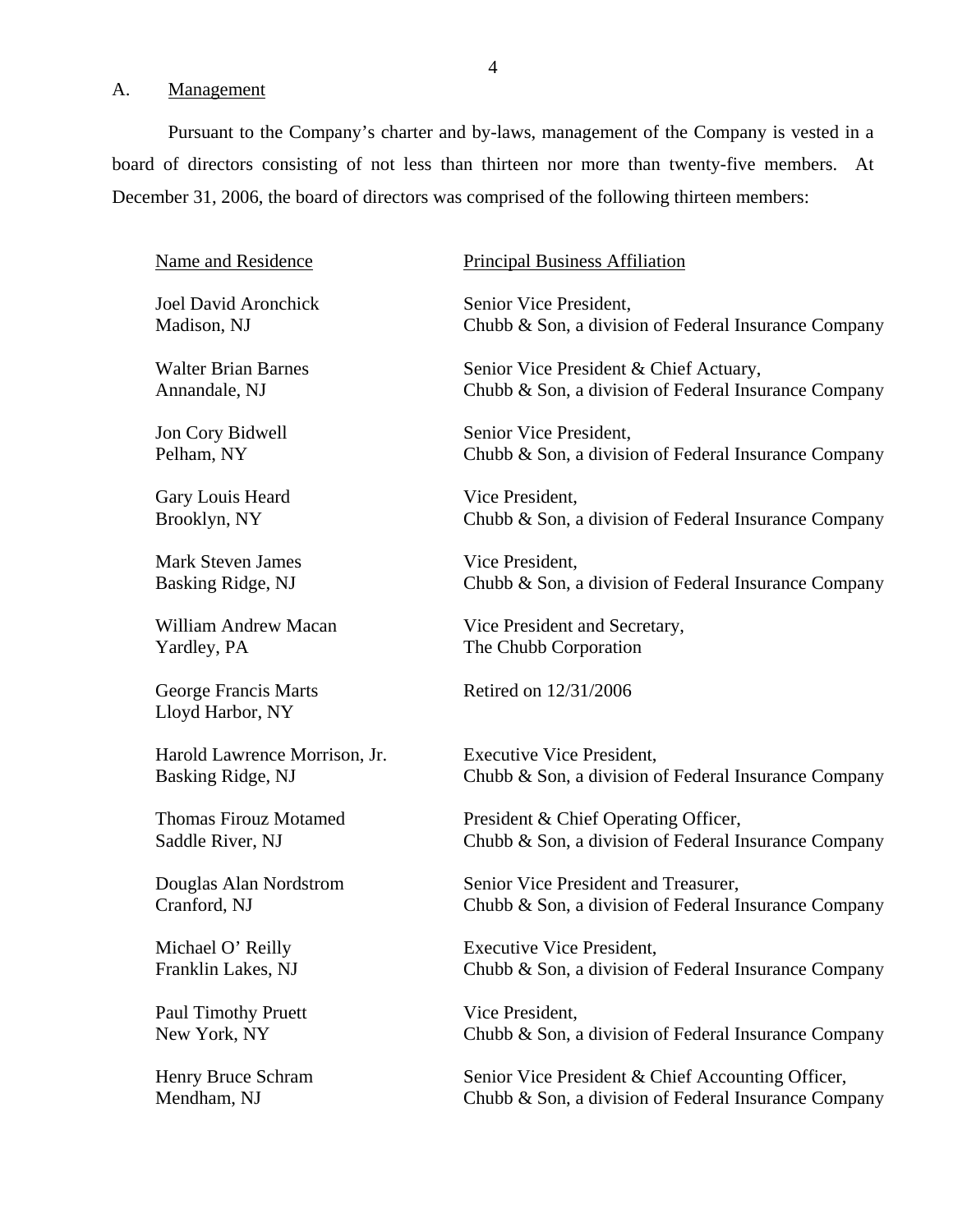## A. Management

Pursuant to the Company's charter and by-laws, management of the Company is vested in a board of directors consisting of not less than thirteen nor more than twenty-five members. At December 31, 2006, the board of directors was comprised of the following thirteen members:

| Name and Residence | Principal Business Affiliation |
|---|---|
| Joel David Aronchick<br>Madison, NJ | Senior Vice President,<br>Chubb & Son, a division of Federal Insurance Company |
| Walter Brian Barnes<br>Annandale, NJ | Senior Vice President & Chief Actuary,<br>Chubb & Son, a division of Federal Insurance Company |
| Jon Cory Bidwell<br>Pelham, NY | Senior Vice President,<br>Chubb & Son, a division of Federal Insurance Company |
| Gary Louis Heard<br>Brooklyn, NY | Vice President,<br>Chubb & Son, a division of Federal Insurance Company |
| Mark Steven James<br>Basking Ridge, NJ | Vice President,<br>Chubb & Son, a division of Federal Insurance Company |
| William Andrew Macan<br>Yardley, PA | Vice President and Secretary,<br>The Chubb Corporation |
| George Francis Marts<br>Lloyd Harbor, NY | Retired on 12/31/2006 |
| Harold Lawrence Morrison, Jr.<br>Basking Ridge, NJ | Executive Vice President,<br>Chubb & Son, a division of Federal Insurance Company |
| Thomas Firouz Motamed<br>Saddle River, NJ | President & Chief Operating Officer,<br>Chubb & Son, a division of Federal Insurance Company |
| Douglas Alan Nordstrom<br>Cranford, NJ | Senior Vice President and Treasurer,<br>Chubb & Son, a division of Federal Insurance Company |
| Michael O' Reilly<br>Franklin Lakes, NJ | Executive Vice President,<br>Chubb & Son, a division of Federal Insurance Company |
| Paul Timothy Pruett<br>New York, NY | Vice President,<br>Chubb & Son, a division of Federal Insurance Company |
| Henry Bruce Schram<br>Mendham, NJ | Senior Vice President & Chief Accounting Officer,<br>Chubb & Son, a division of Federal Insurance Company |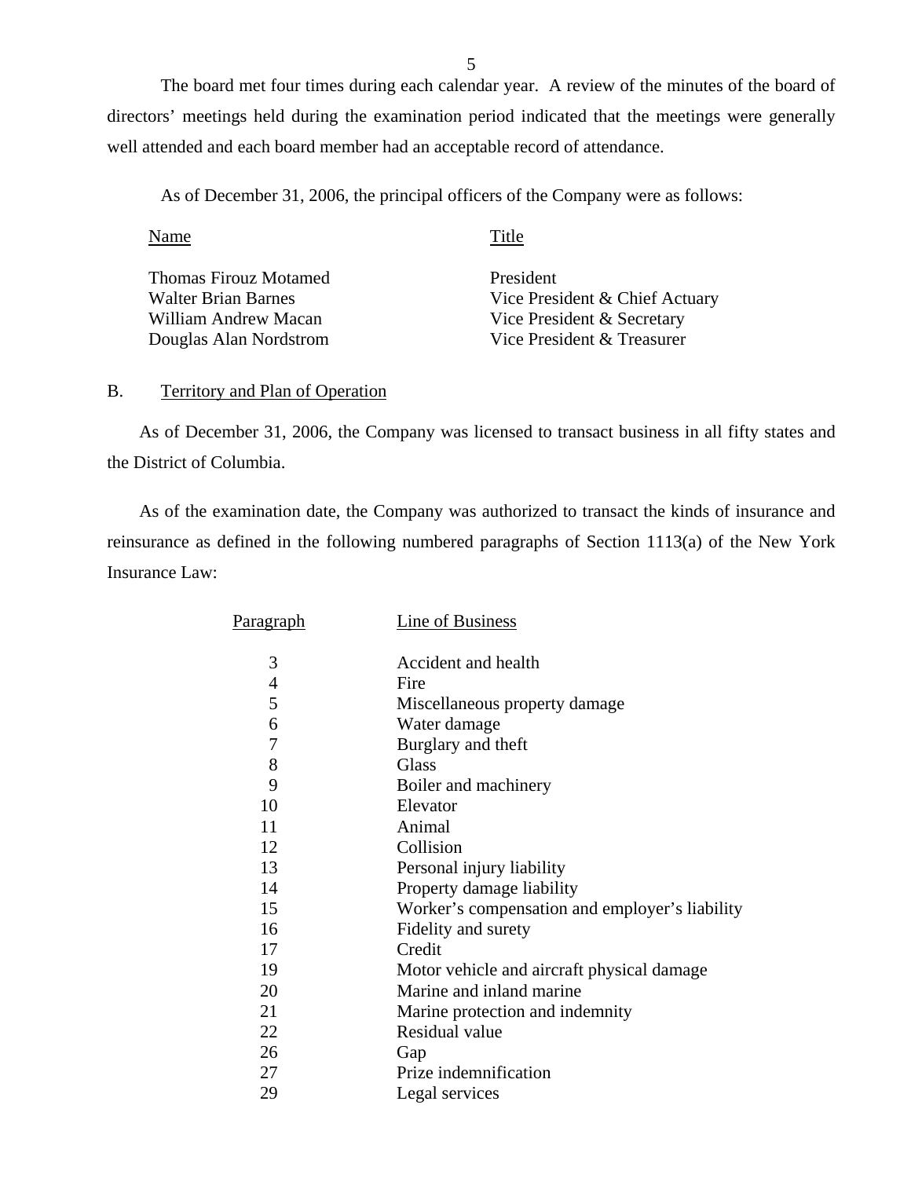The board met four times during each calendar year. A review of the minutes of the board of directors' meetings held during the examination period indicated that the meetings were generally well attended and each board member had an acceptable record of attendance.

As of December 31, 2006, the principal officers of the Company were as follows:

| Name | Title |
|---|---|
| Thomas Firouz Motamed | President |
| Walter Brian Barnes | Vice President & Chief Actuary |
| William Andrew Macan | Vice President & Secretary |
| Douglas Alan Nordstrom | Vice President & Treasurer |

## B. Territory and Plan of Operation

As of December 31, 2006, the Company was licensed to transact business in all fifty states and the District of Columbia.

As of the examination date, the Company was authorized to transact the kinds of insurance and reinsurance as defined in the following numbered paragraphs of Section 1113(a) of the New York Insurance Law:

| Paragraph | Line of Business |
|---|---|
| 3 | Accident and health |
| 4 | Fire |
| 5 | Miscellaneous property damage |
| 6 | Water damage |
| 7 | Burglary and theft |
| 8 | Glass |
| 9 | Boiler and machinery |
| 10 | Elevator |
| 11 | Animal |
| 12 | Collision |
| 13 | Personal injury liability |
| 14 | Property damage liability |
| 15 | Worker's compensation and employer's liability |
| 16 | Fidelity and surety |
| 17 | Credit |
| 19 | Motor vehicle and aircraft physical damage |
| 20 | Marine and inland marine |
| 21 | Marine protection and indemnity |
| 22 | Residual value |
| 26 | Gap |
| 27 | Prize indemnification |
| 29 | Legal services |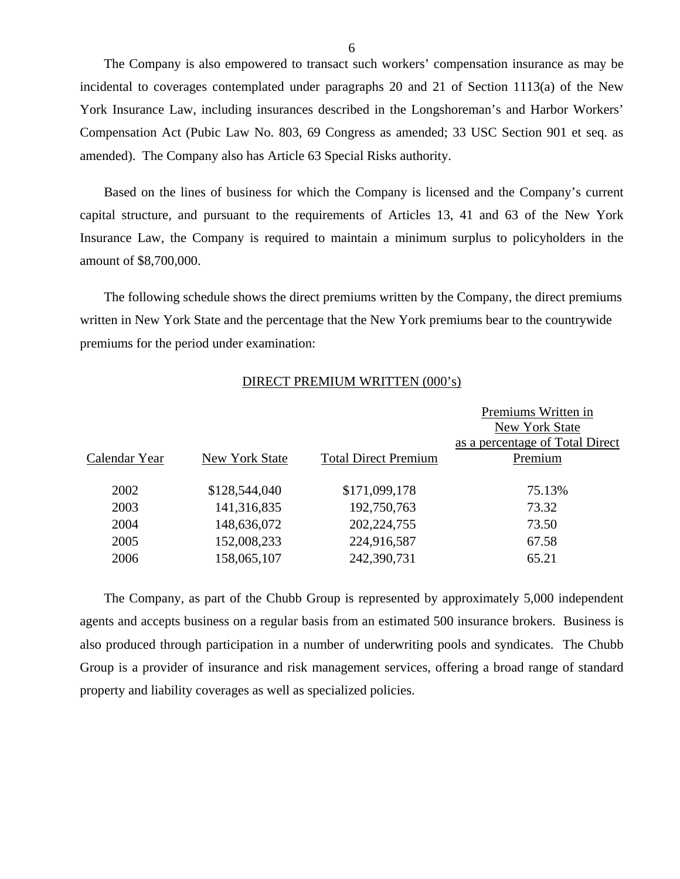The Company is also empowered to transact such workers' compensation insurance as may be incidental to coverages contemplated under paragraphs 20 and 21 of Section 1113(a) of the New York Insurance Law, including insurances described in the Longshoreman's and Harbor Workers' Compensation Act (Pubic Law No. 803, 69 Congress as amended; 33 USC Section 901 et seq. as amended). The Company also has Article 63 Special Risks authority.

Based on the lines of business for which the Company is licensed and the Company's current capital structure, and pursuant to the requirements of Articles 13, 41 and 63 of the New York Insurance Law, the Company is required to maintain a minimum surplus to policyholders in the amount of $8,700,000.

The following schedule shows the direct premiums written by the Company, the direct premiums written in New York State and the percentage that the New York premiums bear to the countrywide premiums for the period under examination:

DIRECT PREMIUM WRITTEN (000's)

| Calendar Year | New York State | Total Direct Premium | Premiums Written in New York State as a percentage of Total Direct Premium |
|---|---|---|---|
| 2002 | $128,544,040 | $171,099,178 | 75.13% |
| 2003 | 141,316,835 | 192,750,763 | 73.32 |
| 2004 | 148,636,072 | 202,224,755 | 73.50 |
| 2005 | 152,008,233 | 224,916,587 | 67.58 |
| 2006 | 158,065,107 | 242,390,731 | 65.21 |

The Company, as part of the Chubb Group is represented by approximately 5,000 independent agents and accepts business on a regular basis from an estimated 500 insurance brokers. Business is also produced through participation in a number of underwriting pools and syndicates. The Chubb Group is a provider of insurance and risk management services, offering a broad range of standard property and liability coverages as well as specialized policies.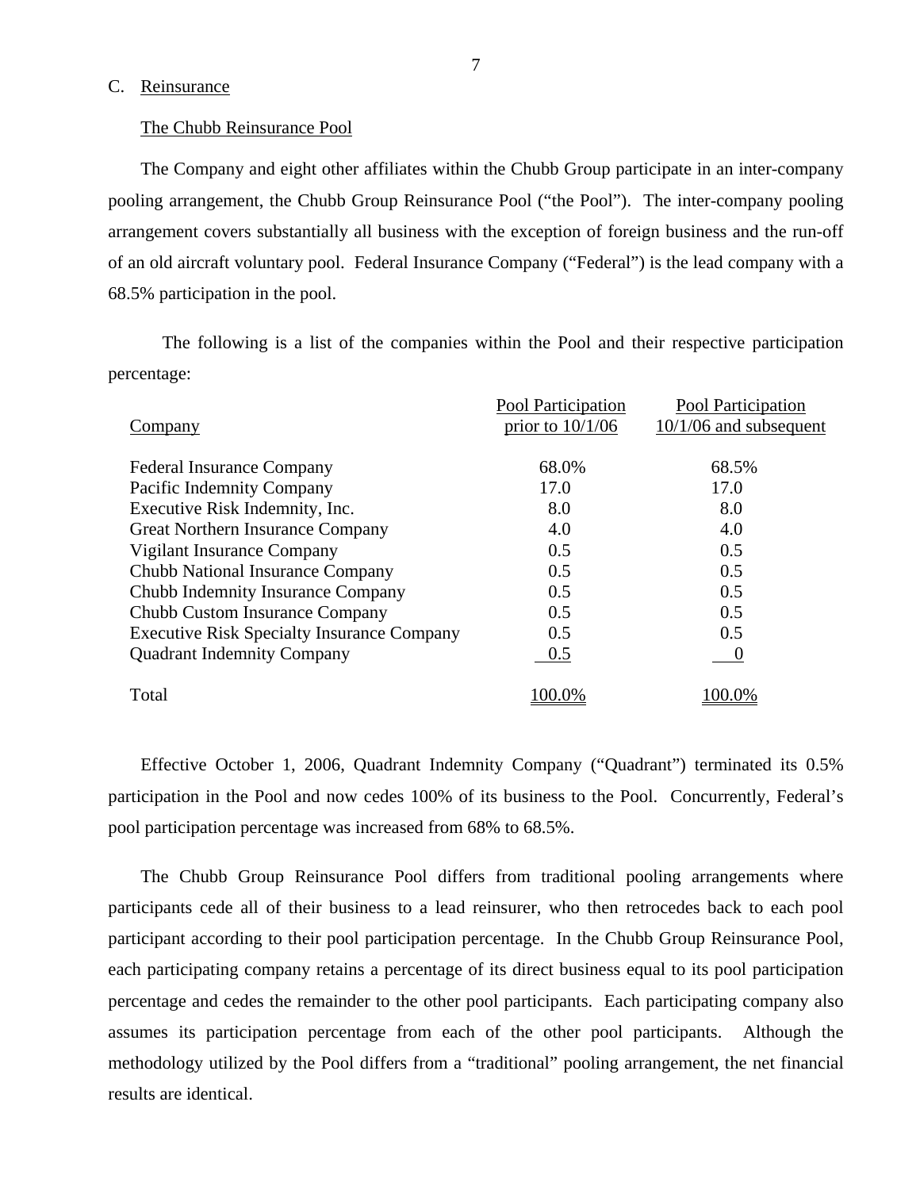## C. Reinsurance

### The Chubb Reinsurance Pool

The Company and eight other affiliates within the Chubb Group participate in an inter-company pooling arrangement, the Chubb Group Reinsurance Pool ("the Pool"). The inter-company pooling arrangement covers substantially all business with the exception of foreign business and the run-off of an old aircraft voluntary pool. Federal Insurance Company ("Federal") is the lead company with a 68.5% participation in the pool.

The following is a list of the companies within the Pool and their respective participation percentage:

| Company | Pool Participation prior to 10/1/06 | Pool Participation 10/1/06 and subsequent |
|---|---|---|
| Federal Insurance Company | 68.0% | 68.5% |
| Pacific Indemnity Company | 17.0 | 17.0 |
| Executive Risk Indemnity, Inc. | 8.0 | 8.0 |
| Great Northern Insurance Company | 4.0 | 4.0 |
| Vigilant Insurance Company | 0.5 | 0.5 |
| Chubb National Insurance Company | 0.5 | 0.5 |
| Chubb Indemnity Insurance Company | 0.5 | 0.5 |
| Chubb Custom Insurance Company | 0.5 | 0.5 |
| Executive Risk Specialty Insurance Company | 0.5 | 0.5 |
| Quadrant Indemnity Company | 0.5 | 0 |
| Total | 100.0% | 100.0% |

Effective October 1, 2006, Quadrant Indemnity Company ("Quadrant") terminated its 0.5% participation in the Pool and now cedes 100% of its business to the Pool. Concurrently, Federal's pool participation percentage was increased from 68% to 68.5%.

The Chubb Group Reinsurance Pool differs from traditional pooling arrangements where participants cede all of their business to a lead reinsurer, who then retrocedes back to each pool participant according to their pool participation percentage. In the Chubb Group Reinsurance Pool, each participating company retains a percentage of its direct business equal to its pool participation percentage and cedes the remainder to the other pool participants. Each participating company also assumes its participation percentage from each of the other pool participants. Although the methodology utilized by the Pool differs from a "traditional" pooling arrangement, the net financial results are identical.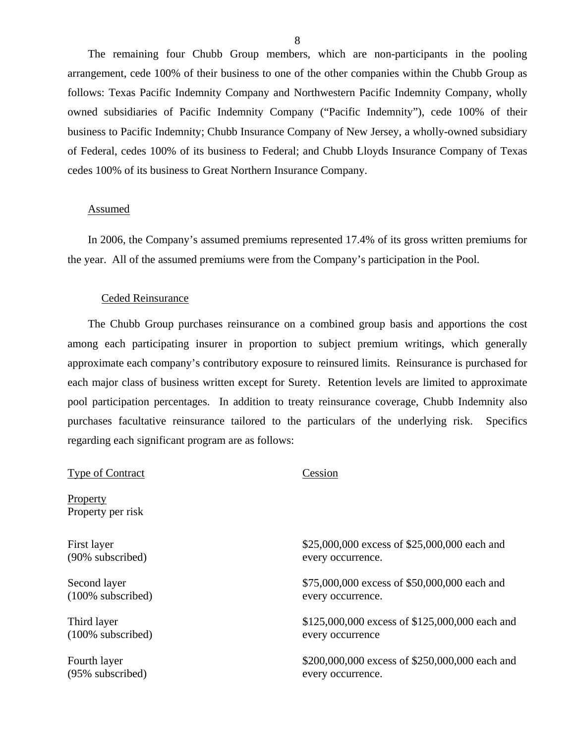The remaining four Chubb Group members, which are non-participants in the pooling arrangement, cede 100% of their business to one of the other companies within the Chubb Group as follows: Texas Pacific Indemnity Company and Northwestern Pacific Indemnity Company, wholly owned subsidiaries of Pacific Indemnity Company ("Pacific Indemnity"), cede 100% of their business to Pacific Indemnity; Chubb Insurance Company of New Jersey, a wholly-owned subsidiary of Federal, cedes 100% of its business to Federal; and Chubb Lloyds Insurance Company of Texas cedes 100% of its business to Great Northern Insurance Company.

Assumed

In 2006, the Company's assumed premiums represented 17.4% of its gross written premiums for the year. All of the assumed premiums were from the Company's participation in the Pool.

Ceded Reinsurance

The Chubb Group purchases reinsurance on a combined group basis and apportions the cost among each participating insurer in proportion to subject premium writings, which generally approximate each company's contributory exposure to reinsured limits. Reinsurance is purchased for each major class of business written except for Surety. Retention levels are limited to approximate pool participation percentages. In addition to treaty reinsurance coverage, Chubb Indemnity also purchases facultative reinsurance tailored to the particulars of the underlying risk. Specifics regarding each significant program are as follows:

| Type of Contract | Cession |
|---|---|
| **Property**<br>Property per risk | |
| First layer<br>(90% subscribed) | \$25,000,000 excess of \$25,000,000 each and every occurrence. |
| Second layer<br>(100% subscribed) | \$75,000,000 excess of \$50,000,000 each and every occurrence. |
| Third layer<br>(100% subscribed) | \$125,000,000 excess of \$125,000,000 each and every occurrence |
| Fourth layer<br>(95% subscribed) | \$200,000,000 excess of \$250,000,000 each and every occurrence. |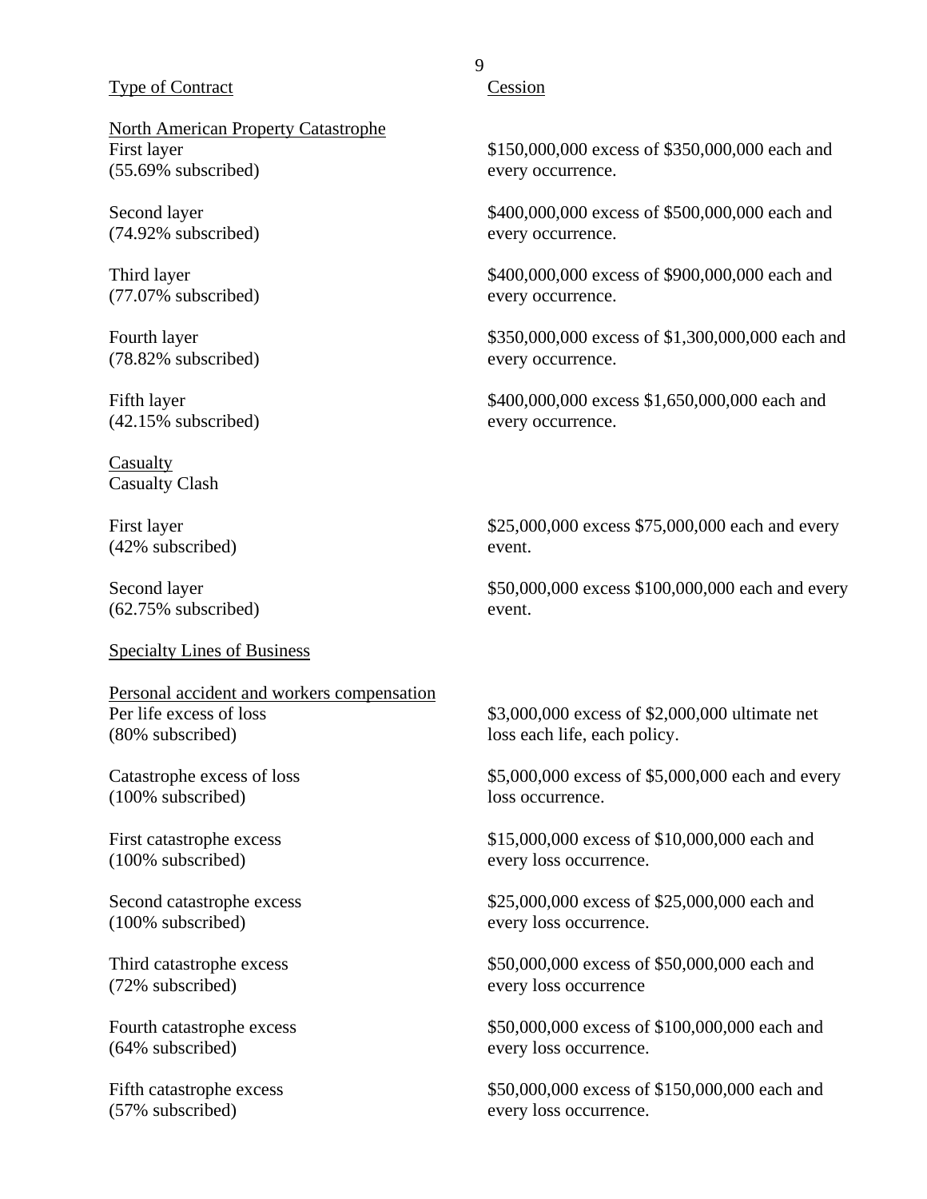| Type of Contract | Cession |
|---|---|
| **North American Property Catastrophe** | |
| First layer (55.69% subscribed) | $150,000,000 excess of $350,000,000 each and every occurrence. |
| Second layer (74.92% subscribed) | $400,000,000 excess of $500,000,000 each and every occurrence. |
| Third layer (77.07% subscribed) | $400,000,000 excess of $900,000,000 each and every occurrence. |
| Fourth layer (78.82% subscribed) | $350,000,000 excess of $1,300,000,000 each and every occurrence. |
| Fifth layer (42.15% subscribed) | $400,000,000 excess $1,650,000,000 each and every occurrence. |
| **Casualty** | |
| Casualty Clash | |
| First layer (42% subscribed) | $25,000,000 excess $75,000,000 each and every event. |
| Second layer (62.75% subscribed) | $50,000,000 excess $100,000,000 each and every event. |
| **Specialty Lines of Business** | |
| **Personal accident and workers compensation** | |
| Per life excess of loss (80% subscribed) | $3,000,000 excess of $2,000,000 ultimate net loss each life, each policy. |
| Catastrophe excess of loss (100% subscribed) | $5,000,000 excess of $5,000,000 each and every loss occurrence. |
| First catastrophe excess (100% subscribed) | $15,000,000 excess of $10,000,000 each and every loss occurrence. |
| Second catastrophe excess (100% subscribed) | $25,000,000 excess of $25,000,000 each and every loss occurrence. |
| Third catastrophe excess (72% subscribed) | $50,000,000 excess of $50,000,000 each and every loss occurrence |
| Fourth catastrophe excess (64% subscribed) | $50,000,000 excess of $100,000,000 each and every loss occurrence. |
| Fifth catastrophe excess (57% subscribed) | $50,000,000 excess of $150,000,000 each and every loss occurrence. |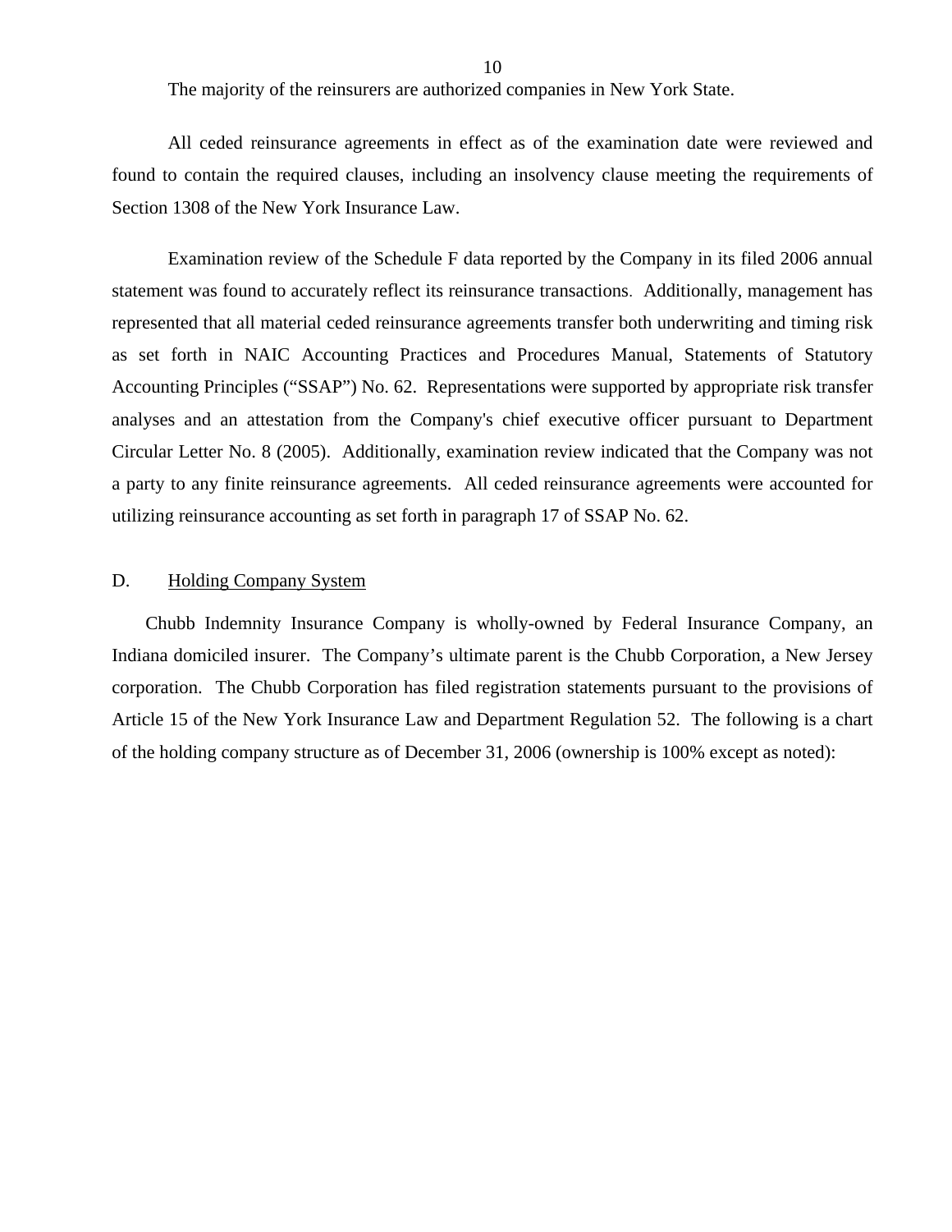The majority of the reinsurers are authorized companies in New York State.

All ceded reinsurance agreements in effect as of the examination date were reviewed and found to contain the required clauses, including an insolvency clause meeting the requirements of Section 1308 of the New York Insurance Law.

Examination review of the Schedule F data reported by the Company in its filed 2006 annual statement was found to accurately reflect its reinsurance transactions. Additionally, management has represented that all material ceded reinsurance agreements transfer both underwriting and timing risk as set forth in NAIC Accounting Practices and Procedures Manual, Statements of Statutory Accounting Principles ("SSAP") No. 62. Representations were supported by appropriate risk transfer analyses and an attestation from the Company's chief executive officer pursuant to Department Circular Letter No. 8 (2005). Additionally, examination review indicated that the Company was not a party to any finite reinsurance agreements. All ceded reinsurance agreements were accounted for utilizing reinsurance accounting as set forth in paragraph 17 of SSAP No. 62.

## D. Holding Company System

Chubb Indemnity Insurance Company is wholly-owned by Federal Insurance Company, an Indiana domiciled insurer. The Company's ultimate parent is the Chubb Corporation, a New Jersey corporation. The Chubb Corporation has filed registration statements pursuant to the provisions of Article 15 of the New York Insurance Law and Department Regulation 52. The following is a chart of the holding company structure as of December 31, 2006 (ownership is 100% except as noted):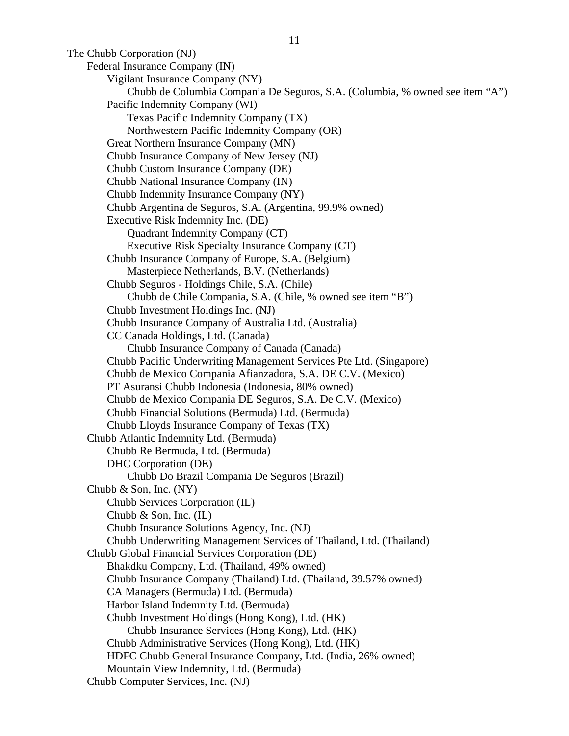The Chubb Corporation (NJ)

- Federal Insurance Company (IN)
  - Vigilant Insurance Company (NY)
    - Chubb de Columbia Compania De Seguros, S.A. (Columbia, % owned see item "A")
  - Pacific Indemnity Company (WI)
    - Texas Pacific Indemnity Company (TX)
    - Northwestern Pacific Indemnity Company (OR)
  - Great Northern Insurance Company (MN)
  - Chubb Insurance Company of New Jersey (NJ)
  - Chubb Custom Insurance Company (DE)
  - Chubb National Insurance Company (IN)
  - Chubb Indemnity Insurance Company (NY)
  - Chubb Argentina de Seguros, S.A. (Argentina, 99.9% owned)
  - Executive Risk Indemnity Inc. (DE)
    - Quadrant Indemnity Company (CT)
    - Executive Risk Specialty Insurance Company (CT)
  - Chubb Insurance Company of Europe, S.A. (Belgium)
    - Masterpiece Netherlands, B.V. (Netherlands)
  - Chubb Seguros - Holdings Chile, S.A. (Chile)
    - Chubb de Chile Compania, S.A. (Chile, % owned see item "B")
  - Chubb Investment Holdings Inc. (NJ)
  - Chubb Insurance Company of Australia Ltd. (Australia)
  - CC Canada Holdings, Ltd. (Canada)
    - Chubb Insurance Company of Canada (Canada)
  - Chubb Pacific Underwriting Management Services Pte Ltd. (Singapore)
  - Chubb de Mexico Compania Afianzadora, S.A. DE C.V. (Mexico)
  - PT Asuransi Chubb Indonesia (Indonesia, 80% owned)
  - Chubb de Mexico Compania DE Seguros, S.A. De C.V. (Mexico)
  - Chubb Financial Solutions (Bermuda) Ltd. (Bermuda)
  - Chubb Lloyds Insurance Company of Texas (TX)
- Chubb Atlantic Indemnity Ltd. (Bermuda)
  - Chubb Re Bermuda, Ltd. (Bermuda)
  - DHC Corporation (DE)
    - Chubb Do Brazil Compania De Seguros (Brazil)
- Chubb & Son, Inc. (NY)
  - Chubb Services Corporation (IL)
  - Chubb & Son, Inc. (IL)
  - Chubb Insurance Solutions Agency, Inc. (NJ)
  - Chubb Underwriting Management Services of Thailand, Ltd. (Thailand)
- Chubb Global Financial Services Corporation (DE)
  - Bhakdku Company, Ltd. (Thailand, 49% owned)
  - Chubb Insurance Company (Thailand) Ltd. (Thailand, 39.57% owned)
  - CA Managers (Bermuda) Ltd. (Bermuda)
  - Harbor Island Indemnity Ltd. (Bermuda)
  - Chubb Investment Holdings (Hong Kong), Ltd. (HK)
    - Chubb Insurance Services (Hong Kong), Ltd. (HK)
  - Chubb Administrative Services (Hong Kong), Ltd. (HK)
  - HDFC Chubb General Insurance Company, Ltd. (India, 26% owned)
  - Mountain View Indemnity, Ltd. (Bermuda)
- Chubb Computer Services, Inc. (NJ)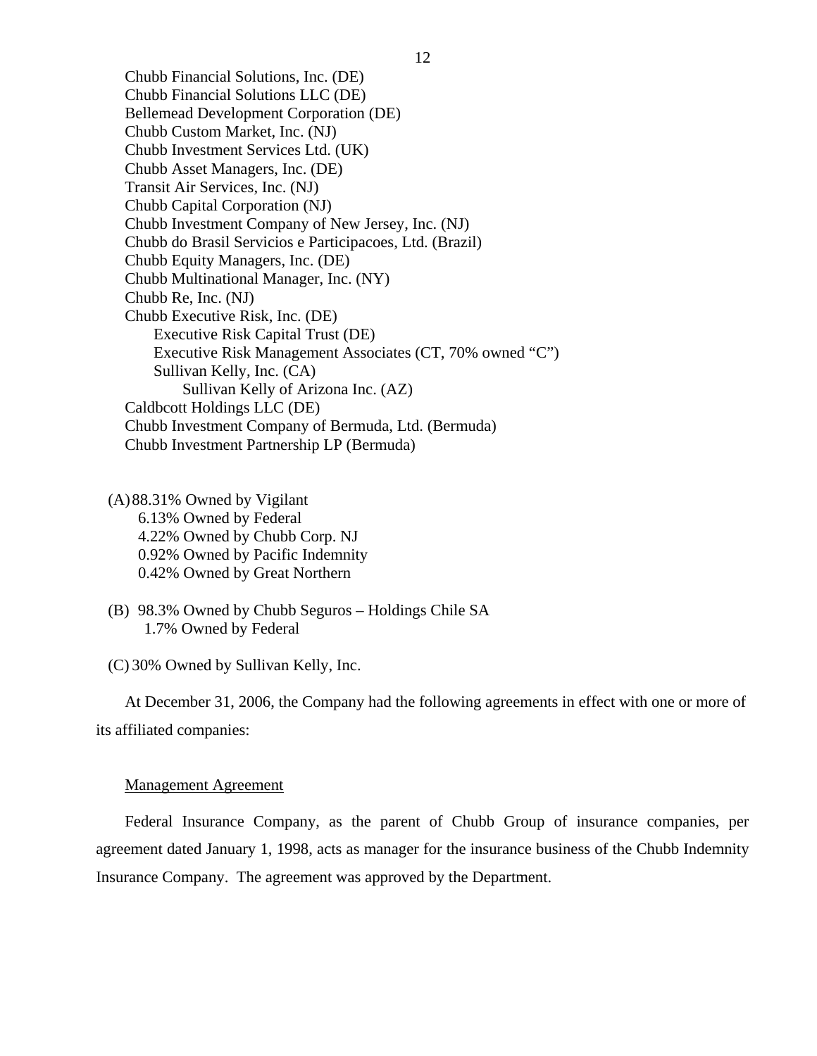Chubb Financial Solutions, Inc. (DE)
Chubb Financial Solutions LLC (DE)
Bellemead Development Corporation (DE)
Chubb Custom Market, Inc. (NJ)
Chubb Investment Services Ltd. (UK)
Chubb Asset Managers, Inc. (DE)
Transit Air Services, Inc. (NJ)
Chubb Capital Corporation (NJ)
Chubb Investment Company of New Jersey, Inc. (NJ)
Chubb do Brasil Servicios e Participacoes, Ltd. (Brazil)
Chubb Equity Managers, Inc. (DE)
Chubb Multinational Manager, Inc. (NY)
Chubb Re, Inc. (NJ)
Chubb Executive Risk, Inc. (DE)
- Executive Risk Capital Trust (DE)
- Executive Risk Management Associates (CT, 70% owned "C")
- Sullivan Kelly, Inc. (CA)
  - Sullivan Kelly of Arizona Inc. (AZ)

Caldbcott Holdings LLC (DE)
Chubb Investment Company of Bermuda, Ltd. (Bermuda)
Chubb Investment Partnership LP (Bermuda)

(A) 88.31% Owned by Vigilant
6.13% Owned by Federal
4.22% Owned by Chubb Corp. NJ
0.92% Owned by Pacific Indemnity
0.42% Owned by Great Northern

(B) 98.3% Owned by Chubb Seguros – Holdings Chile SA
1.7% Owned by Federal

(C) 30% Owned by Sullivan Kelly, Inc.

At December 31, 2006, the Company had the following agreements in effect with one or more of its affiliated companies:

Management Agreement

Federal Insurance Company, as the parent of Chubb Group of insurance companies, per agreement dated January 1, 1998, acts as manager for the insurance business of the Chubb Indemnity Insurance Company. The agreement was approved by the Department.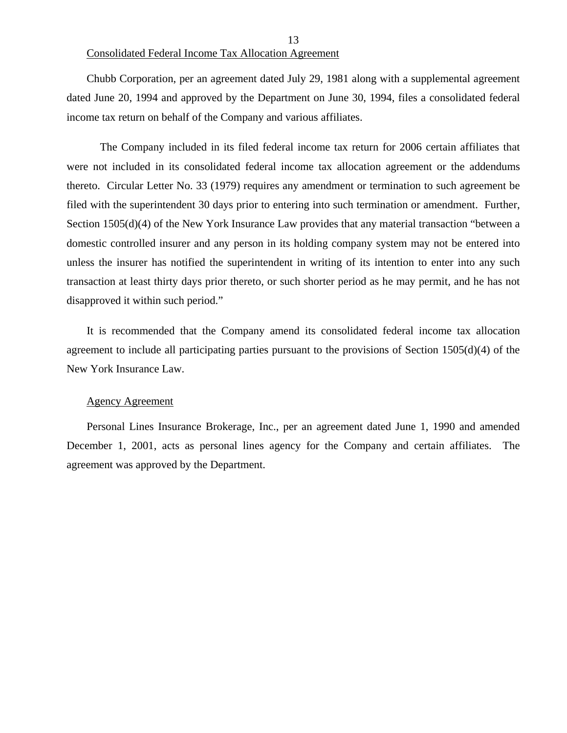Consolidated Federal Income Tax Allocation Agreement

Chubb Corporation, per an agreement dated July 29, 1981 along with a supplemental agreement dated June 20, 1994 and approved by the Department on June 30, 1994, files a consolidated federal income tax return on behalf of the Company and various affiliates.

The Company included in its filed federal income tax return for 2006 certain affiliates that were not included in its consolidated federal income tax allocation agreement or the addendums thereto. Circular Letter No. 33 (1979) requires any amendment or termination to such agreement be filed with the superintendent 30 days prior to entering into such termination or amendment. Further, Section 1505(d)(4) of the New York Insurance Law provides that any material transaction "between a domestic controlled insurer and any person in its holding company system may not be entered into unless the insurer has notified the superintendent in writing of its intention to enter into any such transaction at least thirty days prior thereto, or such shorter period as he may permit, and he has not disapproved it within such period."

It is recommended that the Company amend its consolidated federal income tax allocation agreement to include all participating parties pursuant to the provisions of Section 1505(d)(4) of the New York Insurance Law.

Agency Agreement

Personal Lines Insurance Brokerage, Inc., per an agreement dated June 1, 1990 and amended December 1, 2001, acts as personal lines agency for the Company and certain affiliates. The agreement was approved by the Department.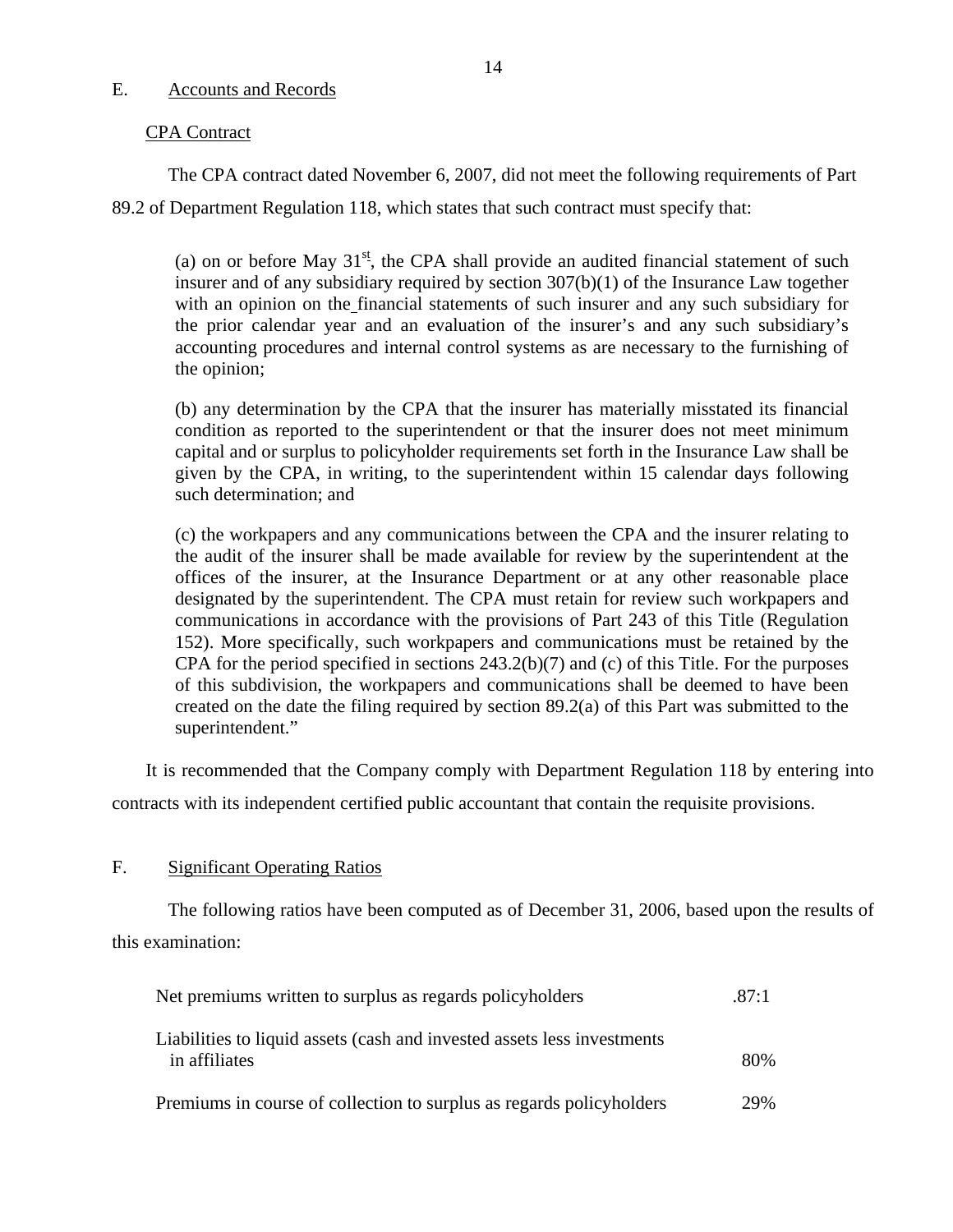## E. Accounts and Records

### CPA Contract

The CPA contract dated November 6, 2007, did not meet the following requirements of Part 89.2 of Department Regulation 118, which states that such contract must specify that:

> (a) on or before May 31st, the CPA shall provide an audited financial statement of such insurer and of any subsidiary required by section 307(b)(1) of the Insurance Law together with an opinion on the financial statements of such insurer and any such subsidiary for the prior calendar year and an evaluation of the insurer's and any such subsidiary's accounting procedures and internal control systems as are necessary to the furnishing of the opinion;
>
> (b) any determination by the CPA that the insurer has materially misstated its financial condition as reported to the superintendent or that the insurer does not meet minimum capital and or surplus to policyholder requirements set forth in the Insurance Law shall be given by the CPA, in writing, to the superintendent within 15 calendar days following such determination; and
>
> (c) the workpapers and any communications between the CPA and the insurer relating to the audit of the insurer shall be made available for review by the superintendent at the offices of the insurer, at the Insurance Department or at any other reasonable place designated by the superintendent. The CPA must retain for review such workpapers and communications in accordance with the provisions of Part 243 of this Title (Regulation 152). More specifically, such workpapers and communications must be retained by the CPA for the period specified in sections 243.2(b)(7) and (c) of this Title. For the purposes of this subdivision, the workpapers and communications shall be deemed to have been created on the date the filing required by section 89.2(a) of this Part was submitted to the superintendent."

It is recommended that the Company comply with Department Regulation 118 by entering into contracts with its independent certified public accountant that contain the requisite provisions.

## F. Significant Operating Ratios

The following ratios have been computed as of December 31, 2006, based upon the results of this examination:

| | |
|---|---|
| Net premiums written to surplus as regards policyholders | .87:1 |
| Liabilities to liquid assets (cash and invested assets less investments in affiliates | 80% |
| Premiums in course of collection to surplus as regards policyholders | 29% |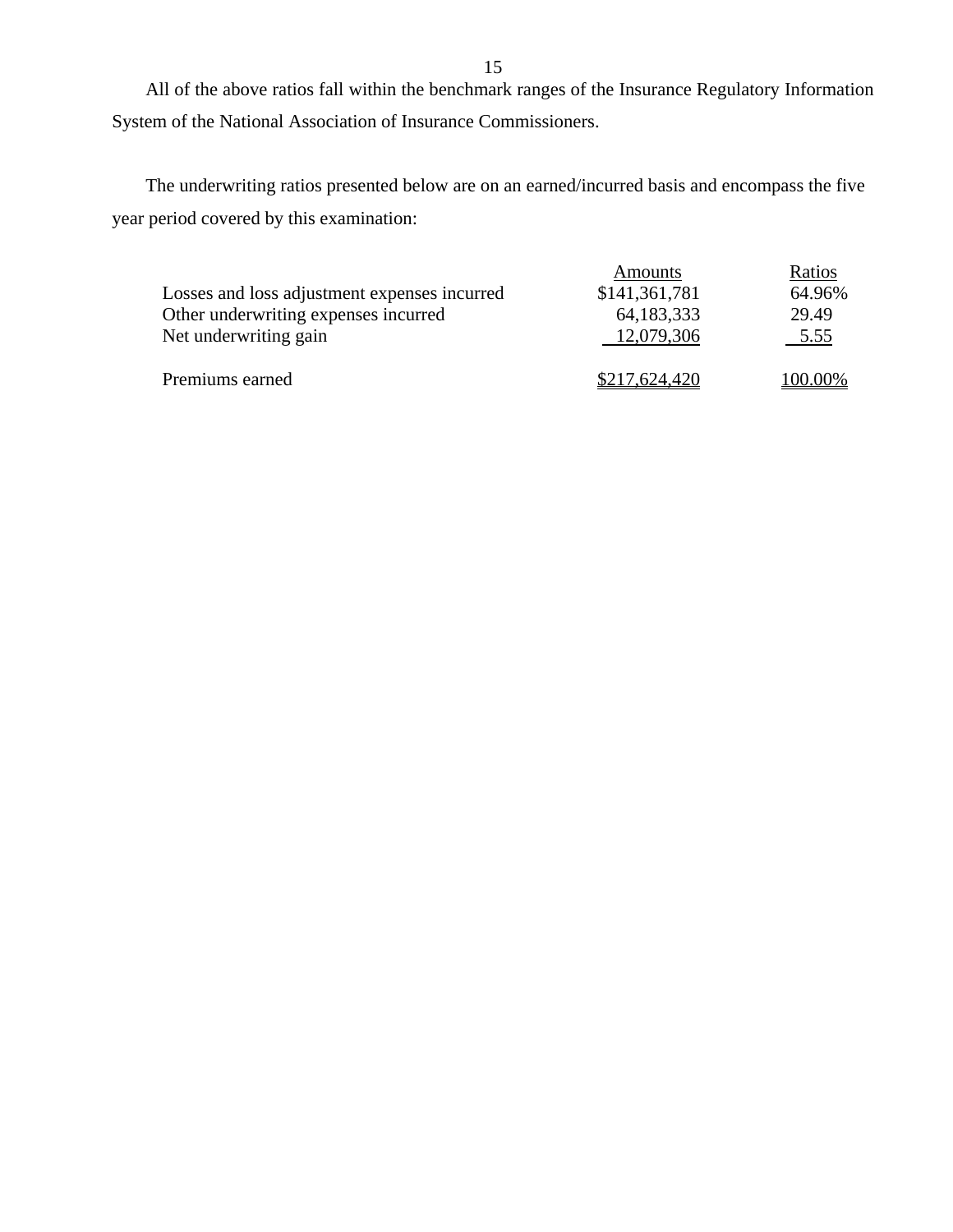All of the above ratios fall within the benchmark ranges of the Insurance Regulatory Information System of the National Association of Insurance Commissioners.

The underwriting ratios presented below are on an earned/incurred basis and encompass the five year period covered by this examination:

| | Amounts | Ratios |
|---|---|---|
| Losses and loss adjustment expenses incurred | $141,361,781 | 64.96% |
| Other underwriting expenses incurred | 64,183,333 | 29.49 |
| Net underwriting gain | 12,079,306 | 5.55 |
| Premiums earned | $217,624,420 | 100.00% |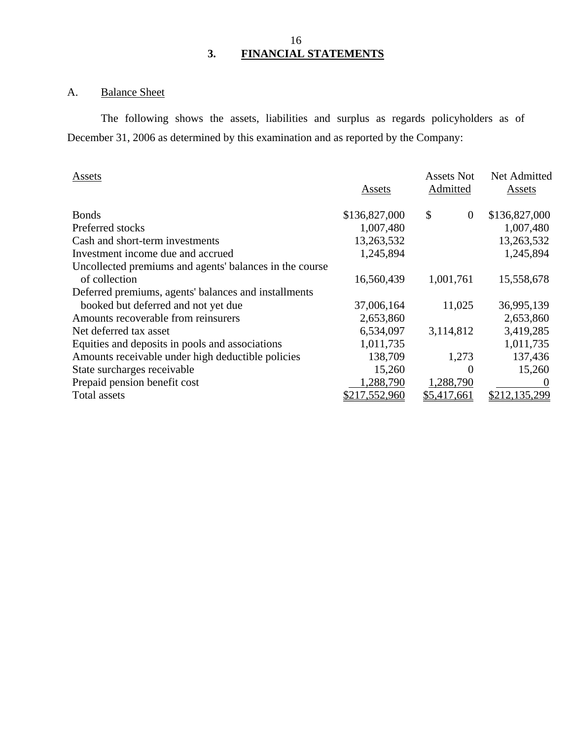# 3. FINANCIAL STATEMENTS

## A. Balance Sheet

The following shows the assets, liabilities and surplus as regards policyholders as of December 31, 2006 as determined by this examination and as reported by the Company:

| Assets | Assets | Assets Not Admitted | Net Admitted Assets |
|---|---|---|---|
| Bonds | $136,827,000 | $ 0 | $136,827,000 |
| Preferred stocks | 1,007,480 | | 1,007,480 |
| Cash and short-term investments | 13,263,532 | | 13,263,532 |
| Investment income due and accrued | 1,245,894 | | 1,245,894 |
| Uncollected premiums and agents' balances in the course of collection | 16,560,439 | 1,001,761 | 15,558,678 |
| Deferred premiums, agents' balances and installments booked but deferred and not yet due | 37,006,164 | 11,025 | 36,995,139 |
| Amounts recoverable from reinsurers | 2,653,860 | | 2,653,860 |
| Net deferred tax asset | 6,534,097 | 3,114,812 | 3,419,285 |
| Equities and deposits in pools and associations | 1,011,735 | | 1,011,735 |
| Amounts receivable under high deductible policies | 138,709 | 1,273 | 137,436 |
| State surcharges receivable | 15,260 | 0 | 15,260 |
| Prepaid pension benefit cost | 1,288,790 | 1,288,790 | 0 |
| Total assets | $217,552,960 | $5,417,661 | $212,135,299 |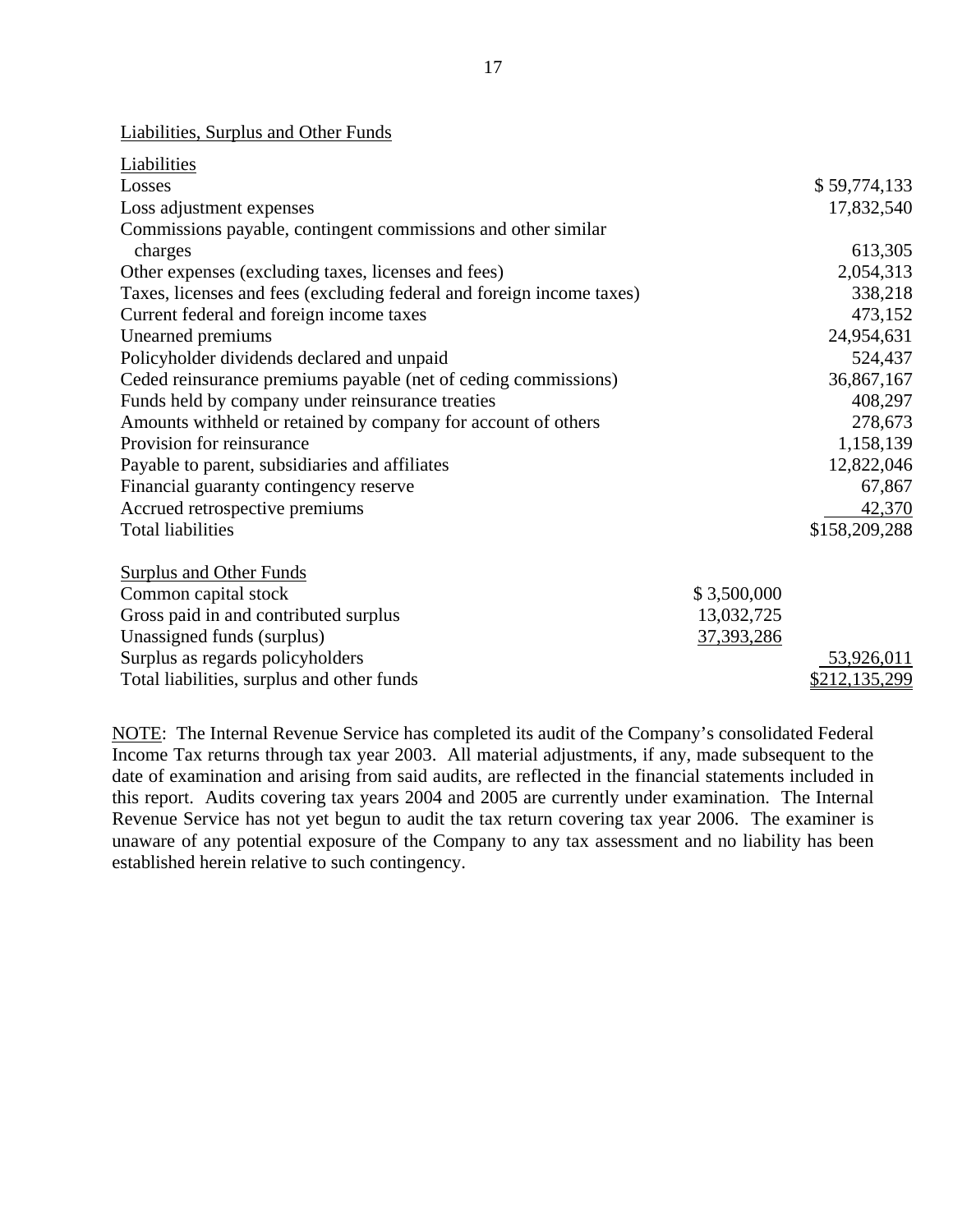Liabilities, Surplus and Other Funds

| Liabilities | | |
|---|---|---|
| Losses | | $ 59,774,133 |
| Loss adjustment expenses | | 17,832,540 |
| Commissions payable, contingent commissions and other similar charges | | 613,305 |
| Other expenses (excluding taxes, licenses and fees) | | 2,054,313 |
| Taxes, licenses and fees (excluding federal and foreign income taxes) | | 338,218 |
| Current federal and foreign income taxes | | 473,152 |
| Unearned premiums | | 24,954,631 |
| Policyholder dividends declared and unpaid | | 524,437 |
| Ceded reinsurance premiums payable (net of ceding commissions) | | 36,867,167 |
| Funds held by company under reinsurance treaties | | 408,297 |
| Amounts withheld or retained by company for account of others | | 278,673 |
| Provision for reinsurance | | 1,158,139 |
| Payable to parent, subsidiaries and affiliates | | 12,822,046 |
| Financial guaranty contingency reserve | | 67,867 |
| Accrued retrospective premiums | | 42,370 |
| Total liabilities | | $158,209,288 |
| | | |
| Surplus and Other Funds | | |
| Common capital stock | $ 3,500,000 | |
| Gross paid in and contributed surplus | 13,032,725 | |
| Unassigned funds (surplus) | 37,393,286 | |
| Surplus as regards policyholders | | 53,926,011 |
| Total liabilities, surplus and other funds | | $212,135,299 |

NOTE: The Internal Revenue Service has completed its audit of the Company's consolidated Federal Income Tax returns through tax year 2003. All material adjustments, if any, made subsequent to the date of examination and arising from said audits, are reflected in the financial statements included in this report. Audits covering tax years 2004 and 2005 are currently under examination. The Internal Revenue Service has not yet begun to audit the tax return covering tax year 2006. The examiner is unaware of any potential exposure of the Company to any tax assessment and no liability has been established herein relative to such contingency.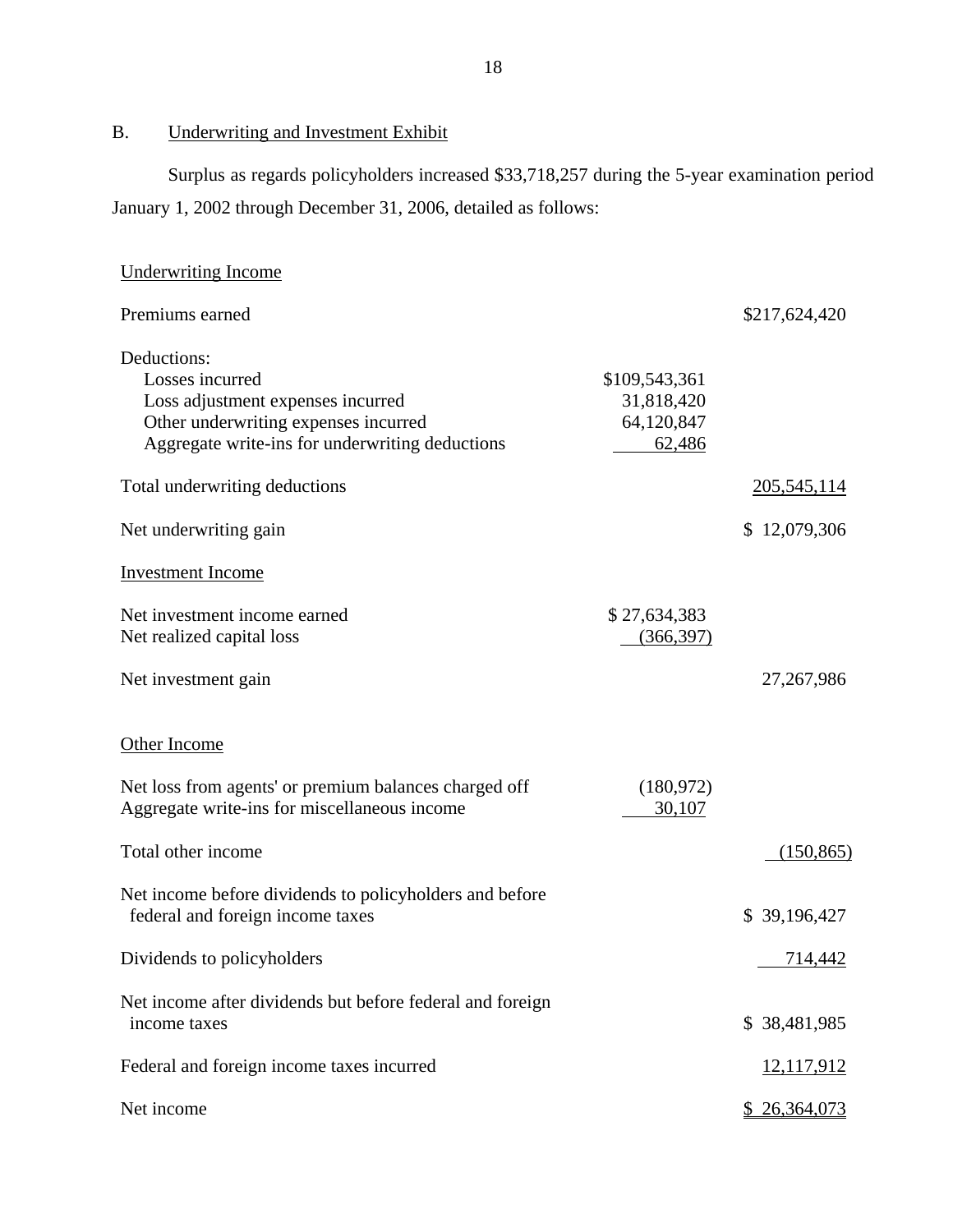## B. Underwriting and Investment Exhibit

Surplus as regards policyholders increased $33,718,257 during the 5-year examination period January 1, 2002 through December 31, 2006, detailed as follows:

| | | |
|---|---|---|
| **Underwriting Income** | | |
| Premiums earned | | $217,624,420 |
| Deductions: | | |
| Losses incurred | $109,543,361 | |
| Loss adjustment expenses incurred | 31,818,420 | |
| Other underwriting expenses incurred | 64,120,847 | |
| Aggregate write-ins for underwriting deductions | 62,486 | |
| Total underwriting deductions | | 205,545,114 |
| Net underwriting gain | | $ 12,079,306 |
| **Investment Income** | | |
| Net investment income earned | $ 27,634,383 | |
| Net realized capital loss | (366,397) | |
| Net investment gain | | 27,267,986 |
| **Other Income** | | |
| Net loss from agents' or premium balances charged off | (180,972) | |
| Aggregate write-ins for miscellaneous income | 30,107 | |
| Total other income | | (150,865) |
| Net income before dividends to policyholders and before federal and foreign income taxes | | $ 39,196,427 |
| Dividends to policyholders | | 714,442 |
| Net income after dividends but before federal and foreign income taxes | | $ 38,481,985 |
| Federal and foreign income taxes incurred | | 12,117,912 |
| Net income | | $ 26,364,073 |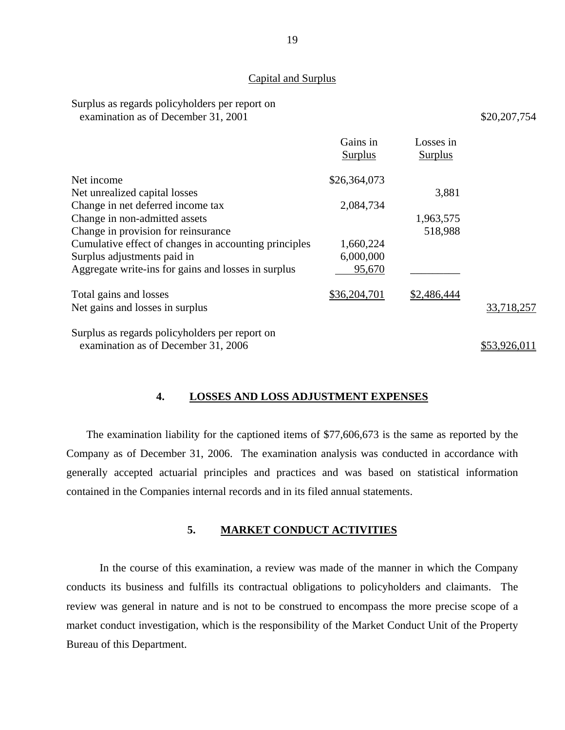Capital and Surplus

| | Gains in Surplus | Losses in Surplus | |
|---|---|---|---|
| Surplus as regards policyholders per report on examination as of December 31, 2001 | | | $20,207,754 |
| Net income | $26,364,073 | | |
| Net unrealized capital losses | | 3,881 | |
| Change in net deferred income tax | 2,084,734 | | |
| Change in non-admitted assets | | 1,963,575 | |
| Change in provision for reinsurance | | 518,988 | |
| Cumulative effect of changes in accounting principles | 1,660,224 | | |
| Surplus adjustments paid in | 6,000,000 | | |
| Aggregate write-ins for gains and losses in surplus | 95,670 | | |
| Total gains and losses | $36,204,701 | $2,486,444 | |
| Net gains and losses in surplus | | | 33,718,257 |
| Surplus as regards policyholders per report on examination as of December 31, 2006 | | | $53,926,011 |

## 4. LOSSES AND LOSS ADJUSTMENT EXPENSES

The examination liability for the captioned items of $77,606,673 is the same as reported by the Company as of December 31, 2006. The examination analysis was conducted in accordance with generally accepted actuarial principles and practices and was based on statistical information contained in the Companies internal records and in its filed annual statements.

## 5. MARKET CONDUCT ACTIVITIES

In the course of this examination, a review was made of the manner in which the Company conducts its business and fulfills its contractual obligations to policyholders and claimants. The review was general in nature and is not to be construed to encompass the more precise scope of a market conduct investigation, which is the responsibility of the Market Conduct Unit of the Property Bureau of this Department.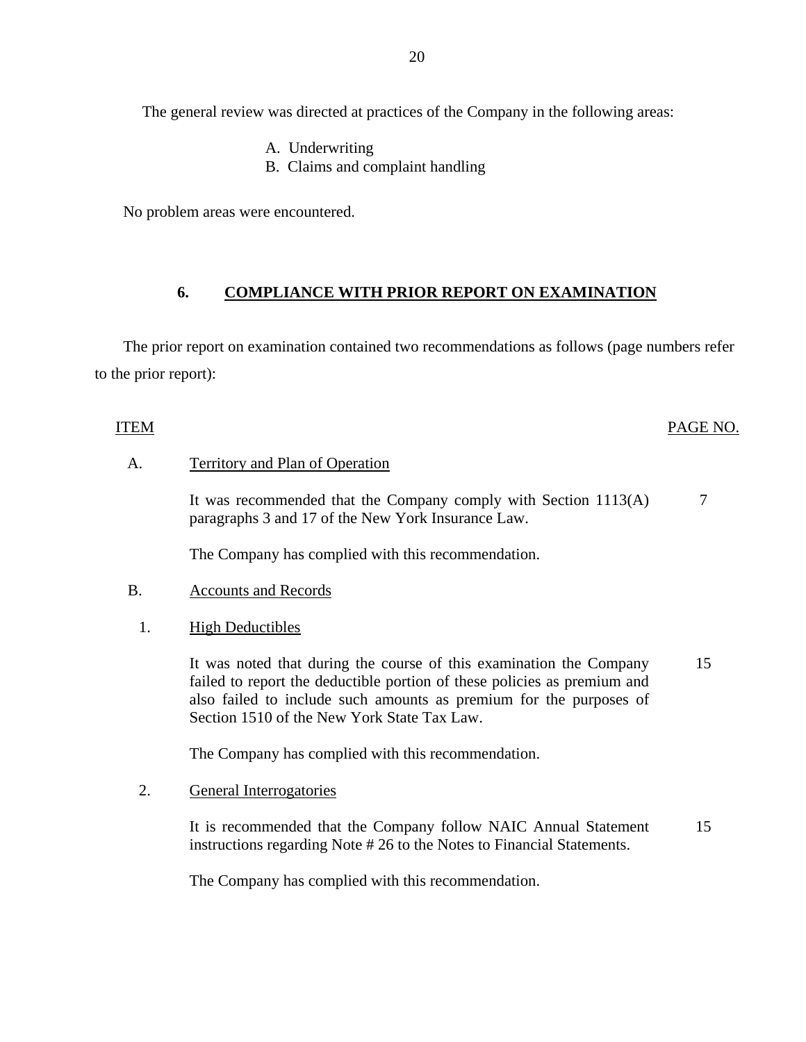The general review was directed at practices of the Company in the following areas:

A. Underwriting
B. Claims and complaint handling

No problem areas were encountered.

## 6. COMPLIANCE WITH PRIOR REPORT ON EXAMINATION

The prior report on examination contained two recommendations as follows (page numbers refer to the prior report):

| ITEM | | PAGE NO. |
|---|---|---|
| A. | Territory and Plan of Operation | |
| | It was recommended that the Company comply with Section 1113(A) paragraphs 3 and 17 of the New York Insurance Law. | 7 |
| | The Company has complied with this recommendation. | |
| B. | Accounts and Records | |
| 1. | High Deductibles | |
| | It was noted that during the course of this examination the Company failed to report the deductible portion of these policies as premium and also failed to include such amounts as premium for the purposes of Section 1510 of the New York State Tax Law. | 15 |
| | The Company has complied with this recommendation. | |
| 2. | General Interrogatories | |
| | It is recommended that the Company follow NAIC Annual Statement instructions regarding Note # 26 to the Notes to Financial Statements. | 15 |
| | The Company has complied with this recommendation. | |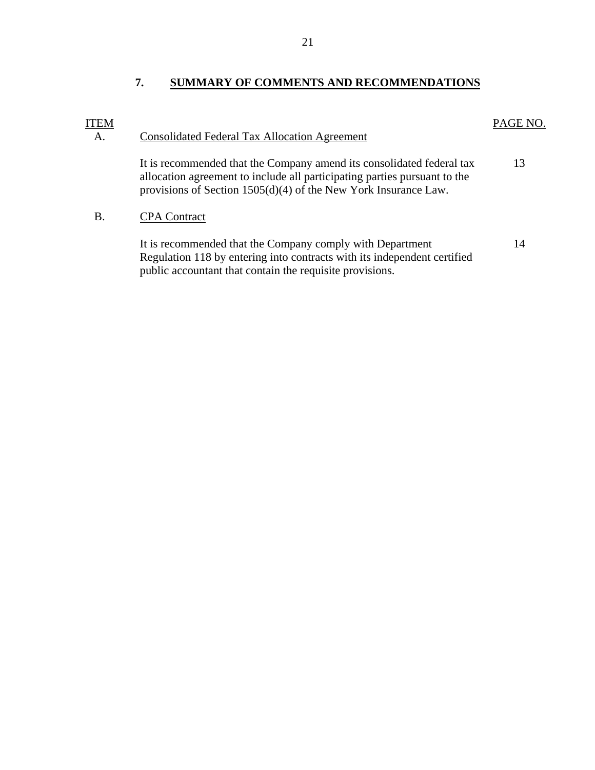## 7. SUMMARY OF COMMENTS AND RECOMMENDATIONS

| ITEM | | PAGE NO. |
|---|---|---|
| A. | Consolidated Federal Tax Allocation Agreement | |
| | It is recommended that the Company amend its consolidated federal tax allocation agreement to include all participating parties pursuant to the provisions of Section 1505(d)(4) of the New York Insurance Law. | 13 |
| B. | CPA Contract | |
| | It is recommended that the Company comply with Department Regulation 118 by entering into contracts with its independent certified public accountant that contain the requisite provisions. | 14 |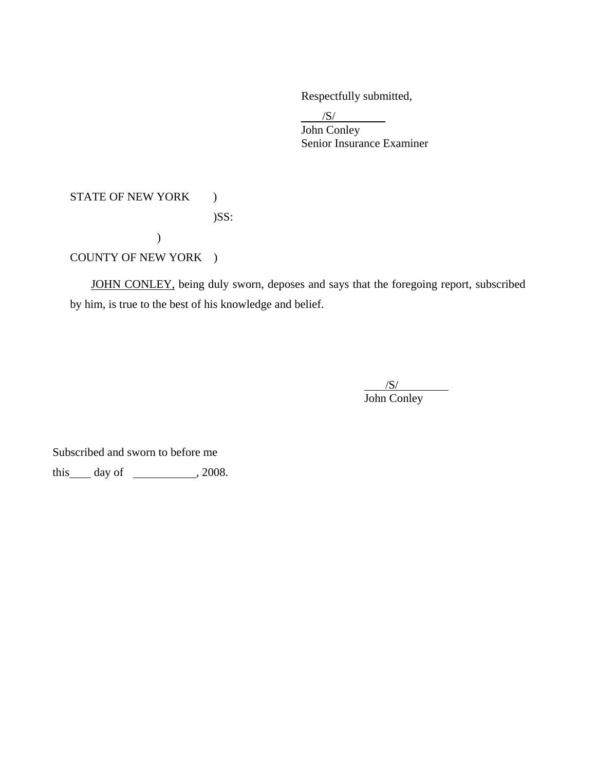Respectfully submitted,

/S/
John Conley
Senior Insurance Examiner

STATE OF NEW YORK )
)SS:
)
COUNTY OF NEW YORK )

JOHN CONLEY, being duly sworn, deposes and says that the foregoing report, subscribed by him, is true to the best of his knowledge and belief.

/S/
John Conley

Subscribed and sworn to before me

this\_\_\_\_ day of \_\_\_\_\_\_\_\_\_\_\_, 2008.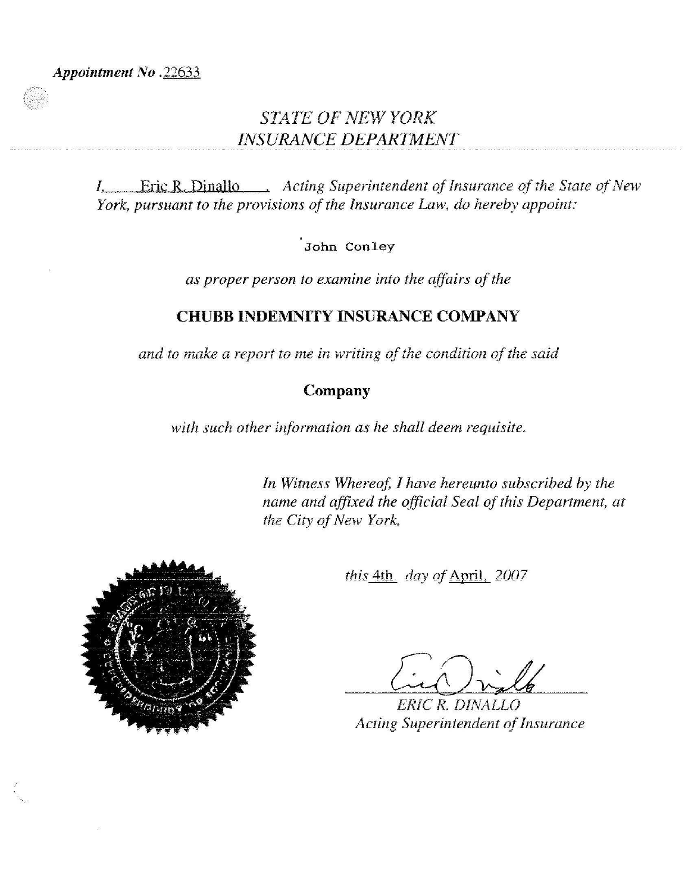*Appointment No .*22633

## *STATE OF NEW YORK*
## *INSURANCE DEPARTMENT*

*I,* Eric R. Dinallo *, Acting Superintendent of Insurance of the State of New York, pursuant to the provisions of the Insurance Law, do hereby appoint:*

John Conley

*as proper person to examine into the affairs of the*

**CHUBB INDEMNITY INSURANCE COMPANY**

*and to make a report to me in writing of the condition of the said*

**Company**

*with such other information as he shall deem requisite.*

*In Witness Whereof, I have hereunto subscribed by the name and affixed the official Seal of this Department, at the City of New York,*

*this* 4th *day of* April, *2007*

*ERIC R. DINALLO*
*Acting Superintendent of Insurance*